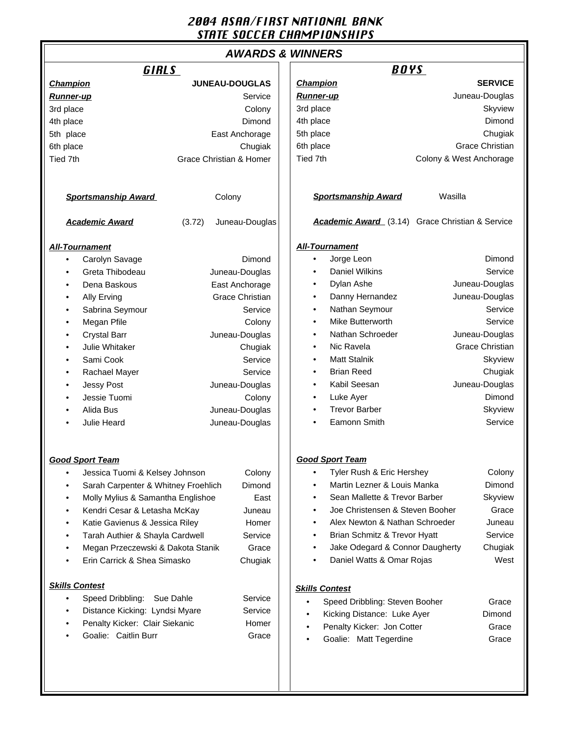# 2004 ASAA/FIRST NATIONAL BANK STATE SOCCER CHAMPIONSHIPS

## AWARDS & WINNERS

### GIRLS

| | |
|---|---|
| ***Champion*** | **JUNEAU-DOUGLAS** |
| ***Runner-up*** | Service |
| 3rd place | Colony |
| 4th place | Dimond |
| 5th place | East Anchorage |
| 6th place | Chugiak |
| Tied 7th | Grace Christian & Homer |

***Sportsmanship Award*** Colony

***Academic Award*** (3.72) Juneau-Douglas

***All-Tournament***

- Carolyn Savage — Dimond
- Greta Thibodeau — Juneau-Douglas
- Dena Baskous — East Anchorage
- Ally Erving — Grace Christian
- Sabrina Seymour — Service
- Megan Pfile — Colony
- Crystal Barr — Juneau-Douglas
- Julie Whitaker — Chugiak
- Sami Cook — Service
- Rachael Mayer — Service
- Jessy Post — Juneau-Douglas
- Jessie Tuomi — Colony
- Alida Bus — Juneau-Douglas
- Julie Heard — Juneau-Douglas

***Good Sport Team***

- Jessica Tuomi & Kelsey Johnson — Colony
- Sarah Carpenter & Whitney Froehlich — Dimond
- Molly Mylius & Samantha Englishoe — East
- Kendri Cesar & Letasha McKay — Juneau
- Katie Gavienus & Jessica Riley — Homer
- Tarah Authier & Shayla Cardwell — Service
- Megan Przeczewski & Dakota Stanik — Grace
- Erin Carrick & Shea Simasko — Chugiak

***Skills Contest***

- Speed Dribbling: Sue Dahle — Service
- Distance Kicking: Lyndsi Myare — Service
- Penalty Kicker: Clair Siekanic — Homer
- Goalie: Caitlin Burr — Grace

### BOYS

| | |
|---|---|
| ***Champion*** | **SERVICE** |
| ***Runner-up*** | Juneau-Douglas |
| 3rd place | Skyview |
| 4th place | Dimond |
| 5th place | Chugiak |
| 6th place | Grace Christian |
| Tied 7th | Colony & West Anchorage |

***Sportsmanship Award*** Wasilla

***Academic Award*** (3.14) Grace Christian & Service

***All-Tournament***

- Jorge Leon — Dimond
- Daniel Wilkins — Service
- Dylan Ashe — Juneau-Douglas
- Danny Hernandez — Juneau-Douglas
- Nathan Seymour — Service
- Mike Butterworth — Service
- Nathan Schroeder — Juneau-Douglas
- Nic Ravela — Grace Christian
- Matt Stalnik — Skyview
- Brian Reed — Chugiak
- Kabil Seesan — Juneau-Douglas
- Luke Ayer — Dimond
- Trevor Barber — Skyview
- Eamonn Smith — Service

***Good Sport Team***

- Tyler Rush & Eric Hershey — Colony
- Martin Lezner & Louis Manka — Dimond
- Sean Mallette & Trevor Barber — Skyview
- Joe Christensen & Steven Booher — Grace
- Alex Newton & Nathan Schroeder — Juneau
- Brian Schmitz & Trevor Hyatt — Service
- Jake Odegard & Connor Daugherty — Chugiak
- Daniel Watts & Omar Rojas — West

***Skills Contest***

- Speed Dribbling: Steven Booher — Grace
- Kicking Distance: Luke Ayer — Dimond
- Penalty Kicker: Jon Cotter — Grace
- Goalie: Matt Tegerdine — Grace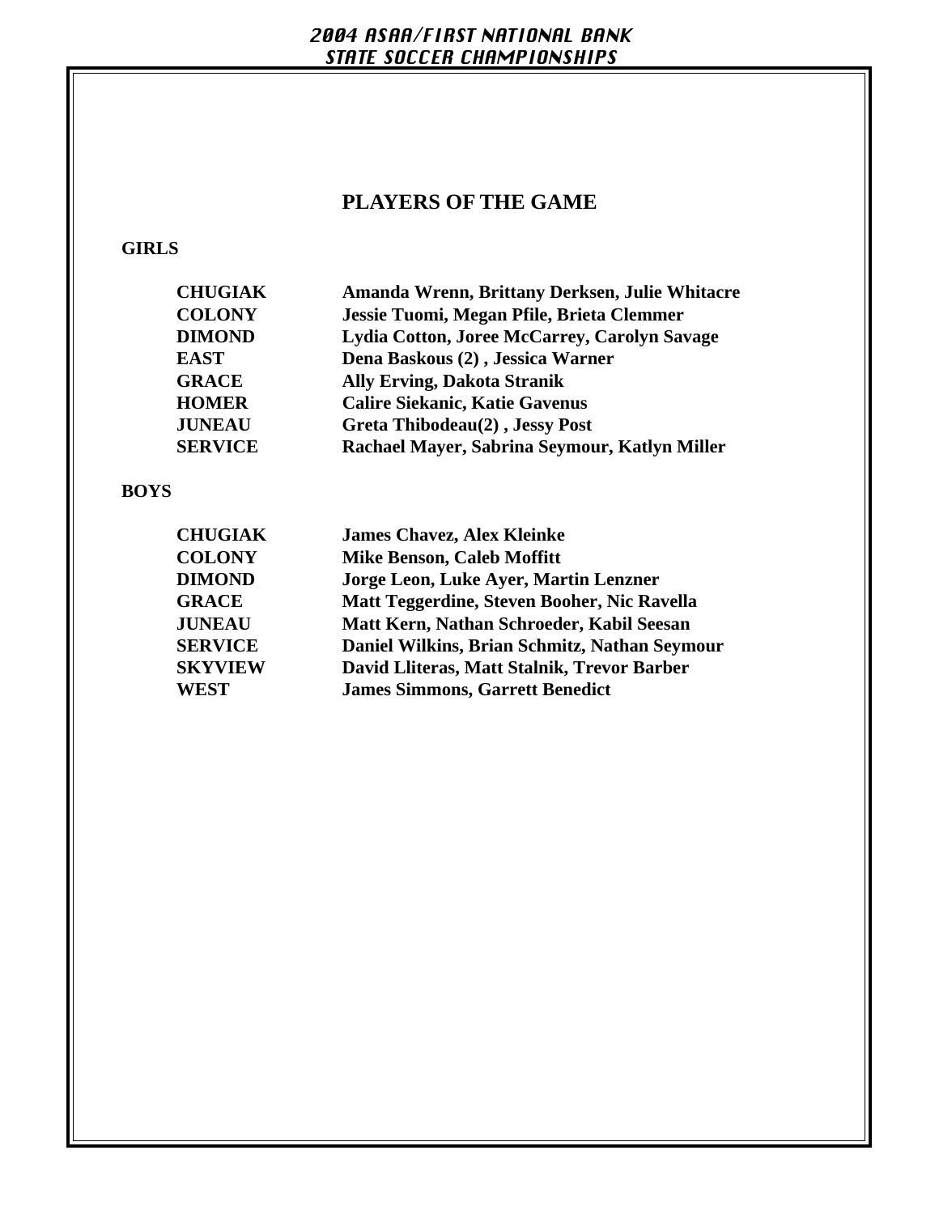## PLAYERS OF THE GAME

### GIRLS

| | |
|---|---|
| **CHUGIAK** | **Amanda Wrenn, Brittany Derksen, Julie Whitacre** |
| **COLONY** | **Jessie Tuomi, Megan Pfile, Brieta Clemmer** |
| **DIMOND** | **Lydia Cotton, Joree McCarrey, Carolyn Savage** |
| **EAST** | **Dena Baskous (2) , Jessica Warner** |
| **GRACE** | **Ally Erving, Dakota Stranik** |
| **HOMER** | **Calire Siekanic, Katie Gavenus** |
| **JUNEAU** | **Greta Thibodeau(2) , Jessy Post** |
| **SERVICE** | **Rachael Mayer, Sabrina Seymour, Katlyn Miller** |

### BOYS

| | |
|---|---|
| **CHUGIAK** | **James Chavez, Alex Kleinke** |
| **COLONY** | **Mike Benson, Caleb Moffitt** |
| **DIMOND** | **Jorge Leon, Luke Ayer, Martin Lenzner** |
| **GRACE** | **Matt Teggerdine, Steven Booher, Nic Ravella** |
| **JUNEAU** | **Matt Kern, Nathan Schroeder, Kabil Seesan** |
| **SERVICE** | **Daniel Wilkins, Brian Schmitz, Nathan Seymour** |
| **SKYVIEW** | **David Lliteras, Matt Stalnik, Trevor Barber** |
| **WEST** | **James Simmons, Garrett Benedict** |